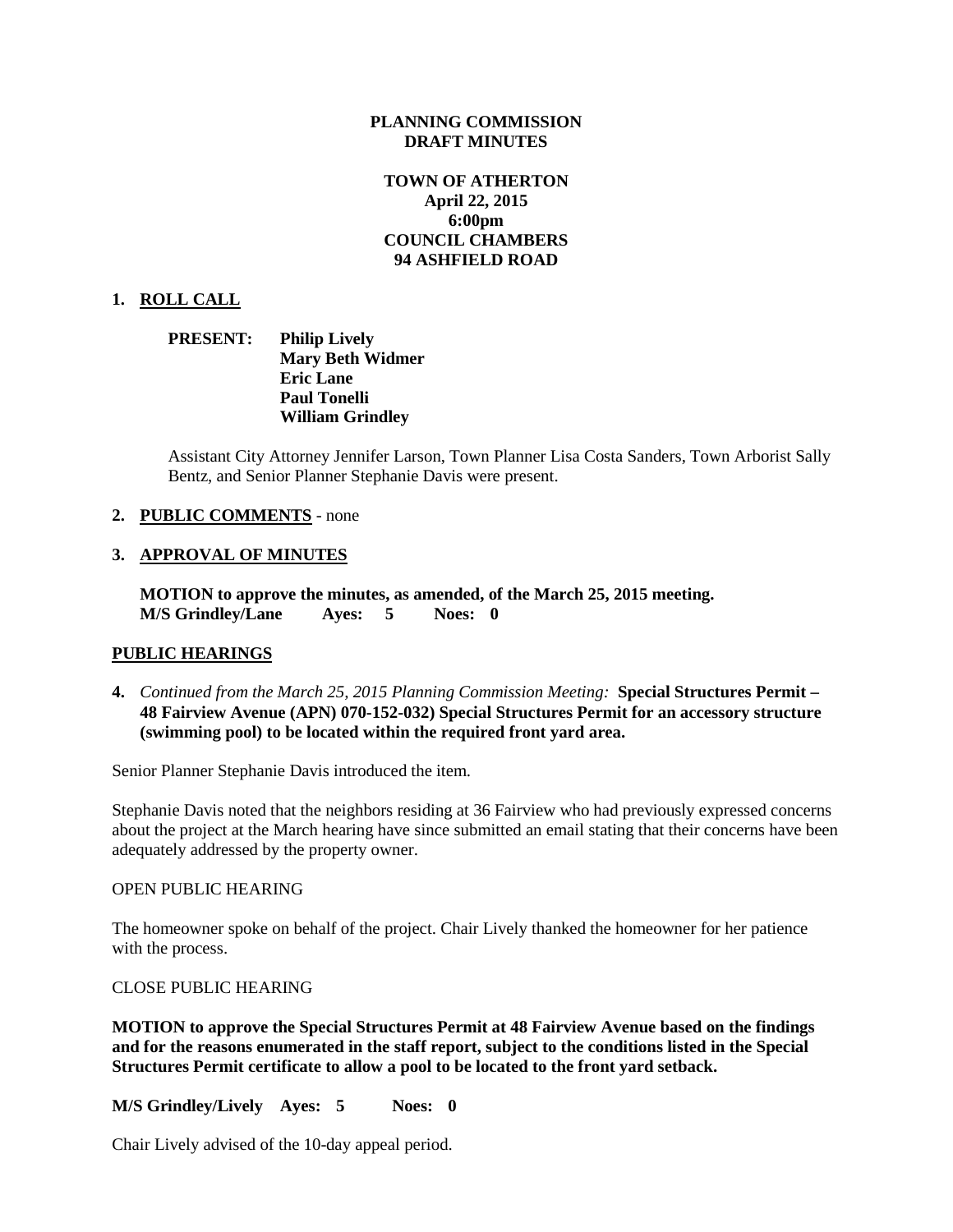**PLANNING COMMISSION**
**DRAFT MINUTES**

**TOWN OF ATHERTON**
**April 22, 2015**
**6:00pm**
**COUNCIL CHAMBERS**
**94 ASHFIELD ROAD**

**1. ROLL CALL**

**PRESENT: Philip Lively**
**Mary Beth Widmer**
**Eric Lane**
**Paul Tonelli**
**William Grindley**

Assistant City Attorney Jennifer Larson, Town Planner Lisa Costa Sanders, Town Arborist Sally Bentz, and Senior Planner Stephanie Davis were present.

**2. PUBLIC COMMENTS** - none

**3. APPROVAL OF MINUTES**

**MOTION to approve the minutes, as amended, of the March 25, 2015 meeting.**
**M/S Grindley/Lane Ayes: 5 Noes: 0**

**PUBLIC HEARINGS**

**4.** *Continued from the March 25, 2015 Planning Commission Meeting:* **Special Structures Permit – 48 Fairview Avenue (APN) 070-152-032) Special Structures Permit for an accessory structure (swimming pool) to be located within the required front yard area.**

Senior Planner Stephanie Davis introduced the item.

Stephanie Davis noted that the neighbors residing at 36 Fairview who had previously expressed concerns about the project at the March hearing have since submitted an email stating that their concerns have been adequately addressed by the property owner.

OPEN PUBLIC HEARING

The homeowner spoke on behalf of the project. Chair Lively thanked the homeowner for her patience with the process.

CLOSE PUBLIC HEARING

**MOTION to approve the Special Structures Permit at 48 Fairview Avenue based on the findings and for the reasons enumerated in the staff report, subject to the conditions listed in the Special Structures Permit certificate to allow a pool to be located to the front yard setback.**

**M/S Grindley/Lively Ayes: 5 Noes: 0**

Chair Lively advised of the 10-day appeal period.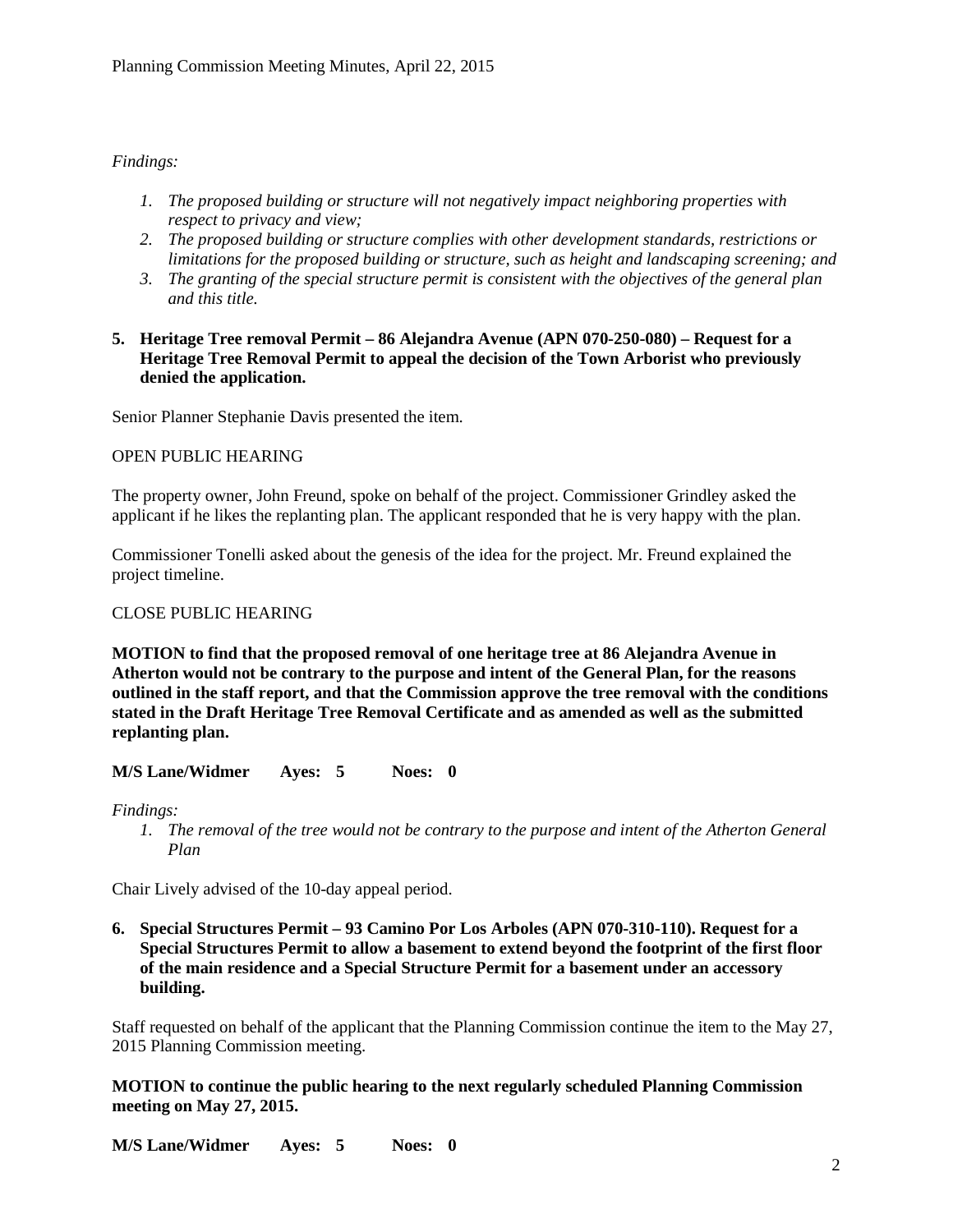*Findings:*

1. *The proposed building or structure will not negatively impact neighboring properties with respect to privacy and view;*
2. *The proposed building or structure complies with other development standards, restrictions or limitations for the proposed building or structure, such as height and landscaping screening; and*
3. *The granting of the special structure permit is consistent with the objectives of the general plan and this title.*

**5. Heritage Tree removal Permit – 86 Alejandra Avenue (APN 070-250-080) – Request for a Heritage Tree Removal Permit to appeal the decision of the Town Arborist who previously denied the application.**

Senior Planner Stephanie Davis presented the item.

OPEN PUBLIC HEARING

The property owner, John Freund, spoke on behalf of the project. Commissioner Grindley asked the applicant if he likes the replanting plan. The applicant responded that he is very happy with the plan.

Commissioner Tonelli asked about the genesis of the idea for the project. Mr. Freund explained the project timeline.

CLOSE PUBLIC HEARING

**MOTION to find that the proposed removal of one heritage tree at 86 Alejandra Avenue in Atherton would not be contrary to the purpose and intent of the General Plan, for the reasons outlined in the staff report, and that the Commission approve the tree removal with the conditions stated in the Draft Heritage Tree Removal Certificate and as amended as well as the submitted replanting plan.**

**M/S Lane/Widmer Ayes: 5 Noes: 0**

*Findings:*

1. *The removal of the tree would not be contrary to the purpose and intent of the Atherton General Plan*

Chair Lively advised of the 10-day appeal period.

**6. Special Structures Permit – 93 Camino Por Los Arboles (APN 070-310-110). Request for a Special Structures Permit to allow a basement to extend beyond the footprint of the first floor of the main residence and a Special Structure Permit for a basement under an accessory building.**

Staff requested on behalf of the applicant that the Planning Commission continue the item to the May 27, 2015 Planning Commission meeting.

**MOTION to continue the public hearing to the next regularly scheduled Planning Commission meeting on May 27, 2015.**

**M/S Lane/Widmer Ayes: 5 Noes: 0**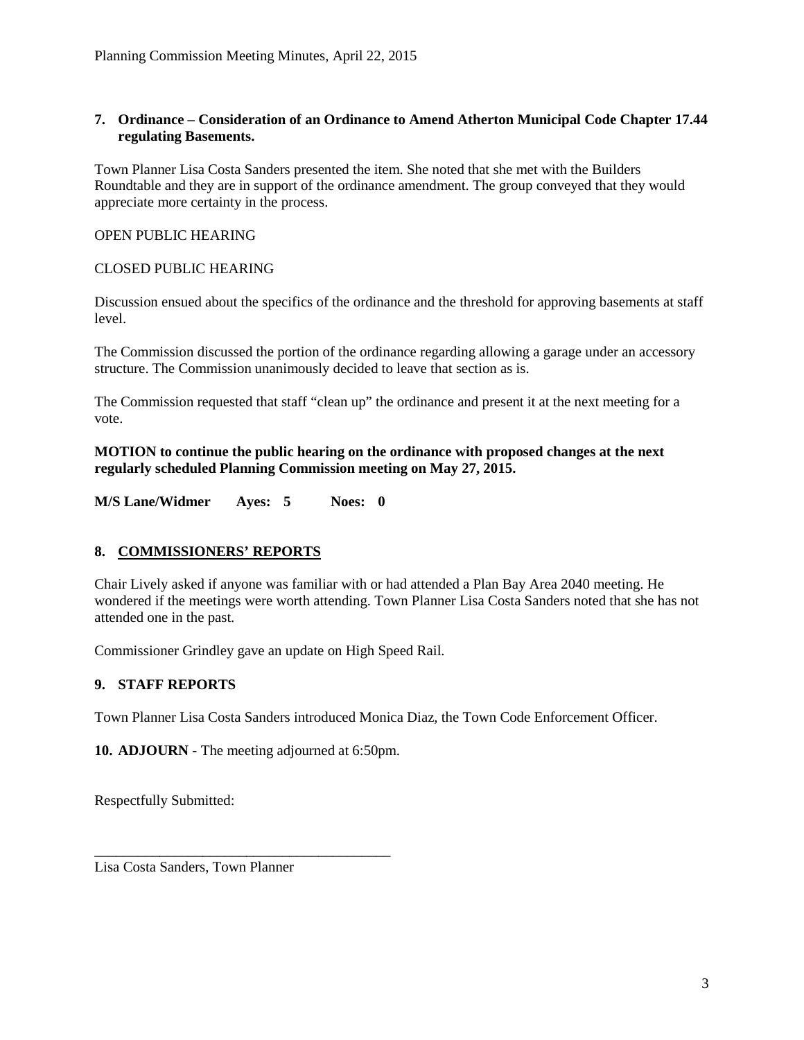**7. Ordinance – Consideration of an Ordinance to Amend Atherton Municipal Code Chapter 17.44 regulating Basements.**

Town Planner Lisa Costa Sanders presented the item. She noted that she met with the Builders Roundtable and they are in support of the ordinance amendment. The group conveyed that they would appreciate more certainty in the process.

OPEN PUBLIC HEARING

CLOSED PUBLIC HEARING

Discussion ensued about the specifics of the ordinance and the threshold for approving basements at staff level.

The Commission discussed the portion of the ordinance regarding allowing a garage under an accessory structure. The Commission unanimously decided to leave that section as is.

The Commission requested that staff "clean up" the ordinance and present it at the next meeting for a vote.

**MOTION to continue the public hearing on the ordinance with proposed changes at the next regularly scheduled Planning Commission meeting on May 27, 2015.**

**M/S Lane/Widmer Ayes: 5 Noes: 0**

**8. COMMISSIONERS' REPORTS**

Chair Lively asked if anyone was familiar with or had attended a Plan Bay Area 2040 meeting. He wondered if the meetings were worth attending. Town Planner Lisa Costa Sanders noted that she has not attended one in the past.

Commissioner Grindley gave an update on High Speed Rail.

**9. STAFF REPORTS**

Town Planner Lisa Costa Sanders introduced Monica Diaz, the Town Code Enforcement Officer.

**10. ADJOURN -** The meeting adjourned at 6:50pm.

Respectfully Submitted:

\_\_\_\_\_\_\_\_\_\_\_\_\_\_\_\_\_\_\_\_\_\_\_\_\_\_\_\_\_\_\_\_\_\_\_\_\_\_\_\_\_\_

Lisa Costa Sanders, Town Planner